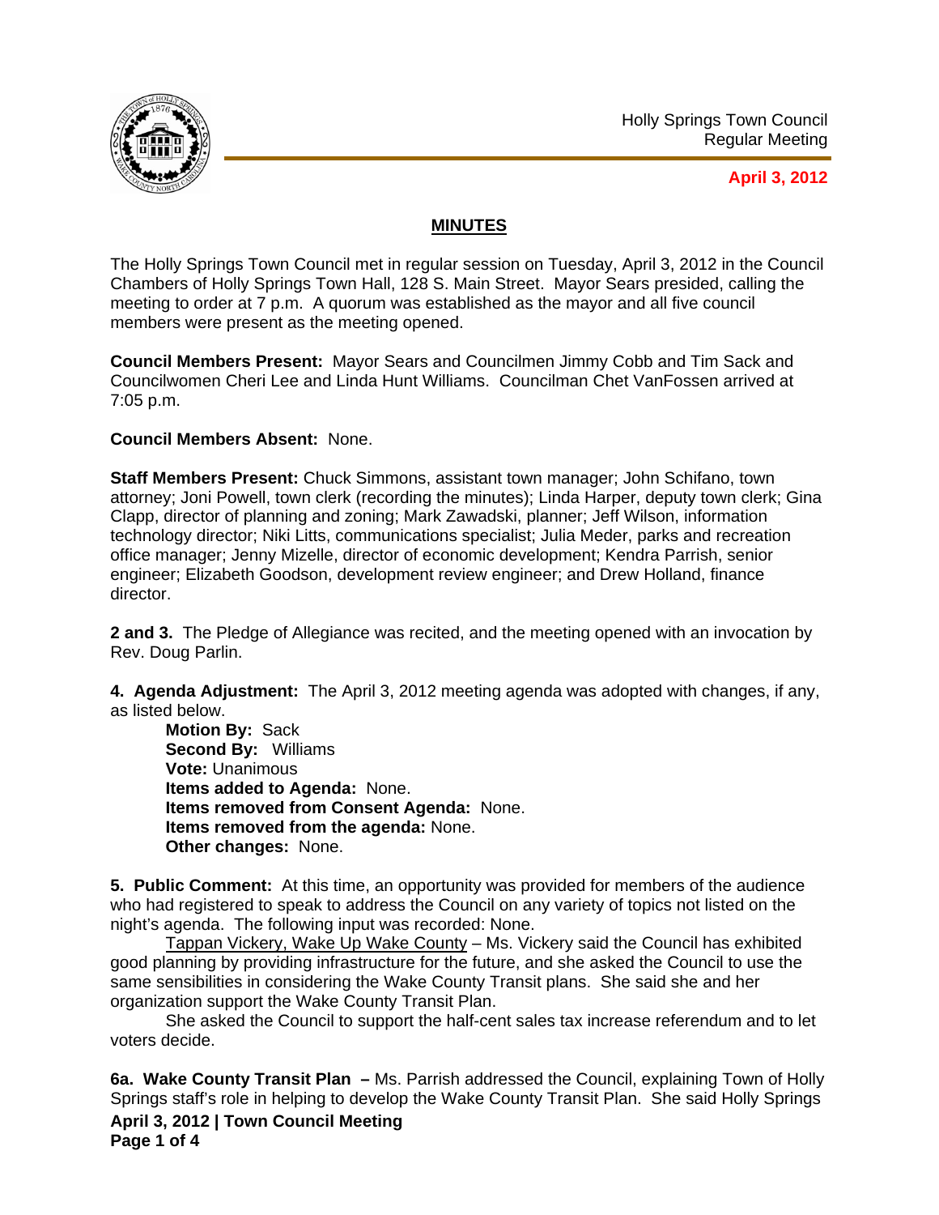Holly Springs Town Council
Regular Meeting

**April 3, 2012**

## MINUTES

The Holly Springs Town Council met in regular session on Tuesday, April 3, 2012 in the Council Chambers of Holly Springs Town Hall, 128 S. Main Street. Mayor Sears presided, calling the meeting to order at 7 p.m. A quorum was established as the mayor and all five council members were present as the meeting opened.

**Council Members Present:** Mayor Sears and Councilmen Jimmy Cobb and Tim Sack and Councilwomen Cheri Lee and Linda Hunt Williams. Councilman Chet VanFossen arrived at 7:05 p.m.

**Council Members Absent:** None.

**Staff Members Present:** Chuck Simmons, assistant town manager; John Schifano, town attorney; Joni Powell, town clerk (recording the minutes); Linda Harper, deputy town clerk; Gina Clapp, director of planning and zoning; Mark Zawadski, planner; Jeff Wilson, information technology director; Niki Litts, communications specialist; Julia Meder, parks and recreation office manager; Jenny Mizelle, director of economic development; Kendra Parrish, senior engineer; Elizabeth Goodson, development review engineer; and Drew Holland, finance director.

**2 and 3.** The Pledge of Allegiance was recited, and the meeting opened with an invocation by Rev. Doug Parlin.

**4. Agenda Adjustment:** The April 3, 2012 meeting agenda was adopted with changes, if any, as listed below.

**Motion By:** Sack
**Second By:** Williams
**Vote:** Unanimous
**Items added to Agenda:** None.
**Items removed from Consent Agenda:** None.
**Items removed from the agenda:** None.
**Other changes:** None.

**5. Public Comment:** At this time, an opportunity was provided for members of the audience who had registered to speak to address the Council on any variety of topics not listed on the night's agenda. The following input was recorded: None.

Tappan Vickery, Wake Up Wake County – Ms. Vickery said the Council has exhibited good planning by providing infrastructure for the future, and she asked the Council to use the same sensibilities in considering the Wake County Transit plans. She said she and her organization support the Wake County Transit Plan.

She asked the Council to support the half-cent sales tax increase referendum and to let voters decide.

**6a. Wake County Transit Plan –** Ms. Parrish addressed the Council, explaining Town of Holly Springs staff's role in helping to develop the Wake County Transit Plan. She said Holly Springs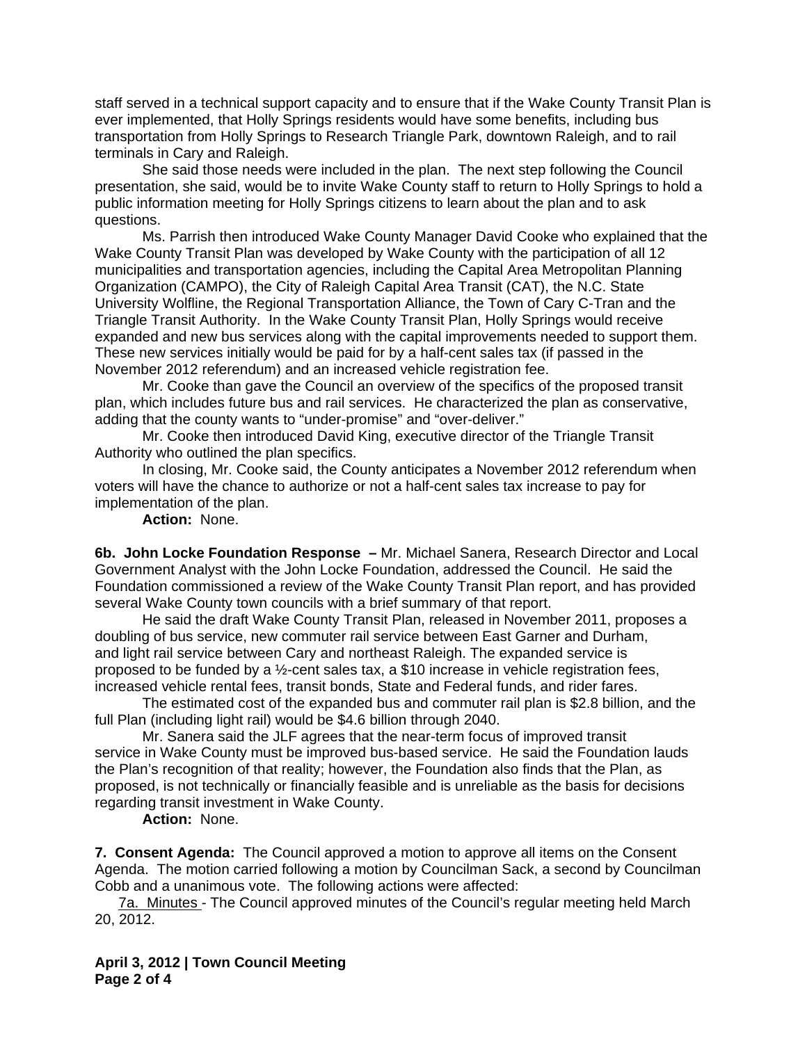staff served in a technical support capacity and to ensure that if the Wake County Transit Plan is ever implemented, that Holly Springs residents would have some benefits, including bus transportation from Holly Springs to Research Triangle Park, downtown Raleigh, and to rail terminals in Cary and Raleigh.

She said those needs were included in the plan. The next step following the Council presentation, she said, would be to invite Wake County staff to return to Holly Springs to hold a public information meeting for Holly Springs citizens to learn about the plan and to ask questions.

Ms. Parrish then introduced Wake County Manager David Cooke who explained that the Wake County Transit Plan was developed by Wake County with the participation of all 12 municipalities and transportation agencies, including the Capital Area Metropolitan Planning Organization (CAMPO), the City of Raleigh Capital Area Transit (CAT), the N.C. State University Wolfline, the Regional Transportation Alliance, the Town of Cary C-Tran and the Triangle Transit Authority. In the Wake County Transit Plan, Holly Springs would receive expanded and new bus services along with the capital improvements needed to support them. These new services initially would be paid for by a half-cent sales tax (if passed in the November 2012 referendum) and an increased vehicle registration fee.

Mr. Cooke than gave the Council an overview of the specifics of the proposed transit plan, which includes future bus and rail services. He characterized the plan as conservative, adding that the county wants to "under-promise" and "over-deliver."

Mr. Cooke then introduced David King, executive director of the Triangle Transit Authority who outlined the plan specifics.

In closing, Mr. Cooke said, the County anticipates a November 2012 referendum when voters will have the chance to authorize or not a half-cent sales tax increase to pay for implementation of the plan.

**Action:** None.

**6b. John Locke Foundation Response –** Mr. Michael Sanera, Research Director and Local Government Analyst with the John Locke Foundation, addressed the Council. He said the Foundation commissioned a review of the Wake County Transit Plan report, and has provided several Wake County town councils with a brief summary of that report.

He said the draft Wake County Transit Plan, released in November 2011, proposes a doubling of bus service, new commuter rail service between East Garner and Durham, and light rail service between Cary and northeast Raleigh. The expanded service is proposed to be funded by a ½-cent sales tax, a $10 increase in vehicle registration fees, increased vehicle rental fees, transit bonds, State and Federal funds, and rider fares.

The estimated cost of the expanded bus and commuter rail plan is $2.8 billion, and the full Plan (including light rail) would be $4.6 billion through 2040.

Mr. Sanera said the JLF agrees that the near-term focus of improved transit service in Wake County must be improved bus-based service. He said the Foundation lauds the Plan's recognition of that reality; however, the Foundation also finds that the Plan, as proposed, is not technically or financially feasible and is unreliable as the basis for decisions regarding transit investment in Wake County.

**Action:** None.

**7. Consent Agenda:** The Council approved a motion to approve all items on the Consent Agenda. The motion carried following a motion by Councilman Sack, a second by Councilman Cobb and a unanimous vote. The following actions were affected:

7a. Minutes - The Council approved minutes of the Council's regular meeting held March 20, 2012.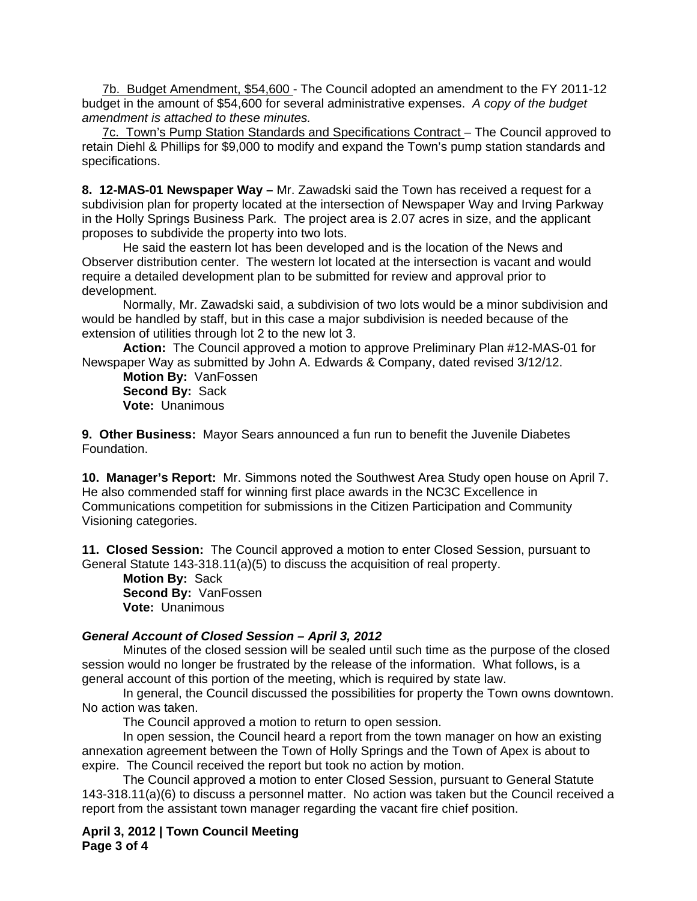7b. Budget Amendment, $54,600 - The Council adopted an amendment to the FY 2011-12 budget in the amount of $54,600 for several administrative expenses. *A copy of the budget amendment is attached to these minutes.*

7c. Town's Pump Station Standards and Specifications Contract – The Council approved to retain Diehl & Phillips for $9,000 to modify and expand the Town's pump station standards and specifications.

**8. 12-MAS-01 Newspaper Way –** Mr. Zawadski said the Town has received a request for a subdivision plan for property located at the intersection of Newspaper Way and Irving Parkway in the Holly Springs Business Park. The project area is 2.07 acres in size, and the applicant proposes to subdivide the property into two lots.

He said the eastern lot has been developed and is the location of the News and Observer distribution center. The western lot located at the intersection is vacant and would require a detailed development plan to be submitted for review and approval prior to development.

Normally, Mr. Zawadski said, a subdivision of two lots would be a minor subdivision and would be handled by staff, but in this case a major subdivision is needed because of the extension of utilities through lot 2 to the new lot 3.

**Action:** The Council approved a motion to approve Preliminary Plan #12-MAS-01 for Newspaper Way as submitted by John A. Edwards & Company, dated revised 3/12/12.

**Motion By:** VanFossen
**Second By:** Sack
**Vote:** Unanimous

**9. Other Business:** Mayor Sears announced a fun run to benefit the Juvenile Diabetes Foundation.

**10. Manager's Report:** Mr. Simmons noted the Southwest Area Study open house on April 7. He also commended staff for winning first place awards in the NC3C Excellence in Communications competition for submissions in the Citizen Participation and Community Visioning categories.

**11. Closed Session:** The Council approved a motion to enter Closed Session, pursuant to General Statute 143-318.11(a)(5) to discuss the acquisition of real property.

**Motion By:** Sack
**Second By:** VanFossen
**Vote:** Unanimous

***General Account of Closed Session – April 3, 2012***

Minutes of the closed session will be sealed until such time as the purpose of the closed session would no longer be frustrated by the release of the information. What follows, is a general account of this portion of the meeting, which is required by state law.

In general, the Council discussed the possibilities for property the Town owns downtown. No action was taken.

The Council approved a motion to return to open session.

In open session, the Council heard a report from the town manager on how an existing annexation agreement between the Town of Holly Springs and the Town of Apex is about to expire. The Council received the report but took no action by motion.

The Council approved a motion to enter Closed Session, pursuant to General Statute 143-318.11(a)(6) to discuss a personnel matter. No action was taken but the Council received a report from the assistant town manager regarding the vacant fire chief position.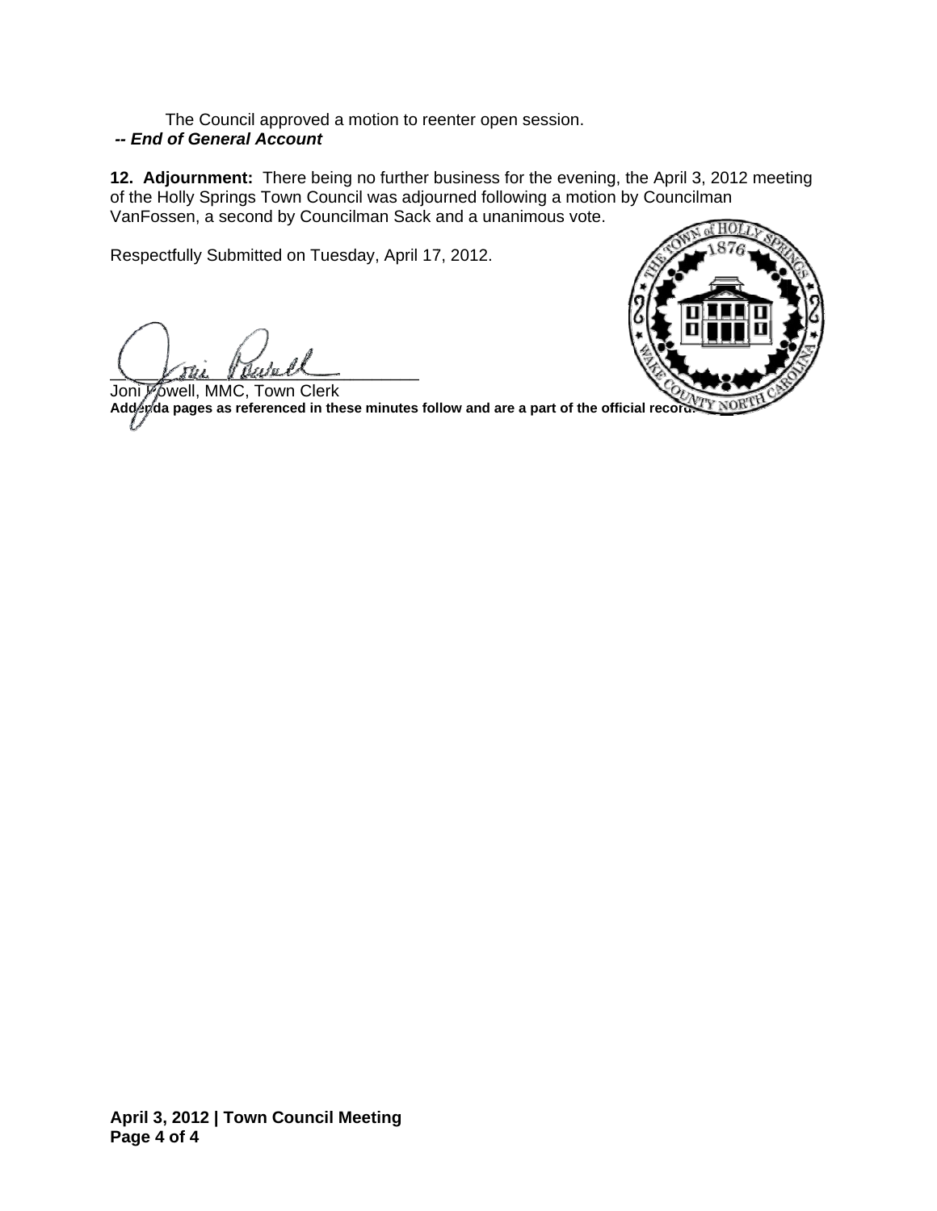The Council approved a motion to reenter open session.

***-- End of General Account***

**12. Adjournment:** There being no further business for the evening, the April 3, 2012 meeting of the Holly Springs Town Council was adjourned following a motion by Councilman VanFossen, a second by Councilman Sack and a unanimous vote.

Respectfully Submitted on Tuesday, April 17, 2012.

\_\_\_\_\_\_\_\_\_\_\_\_\_\_\_\_\_\_\_\_\_\_\_\_\_\_\_\_\_\_\_\_

Joni Powell, MMC, Town Clerk

**Addenda pages as referenced in these minutes follow and are a part of the official record.**